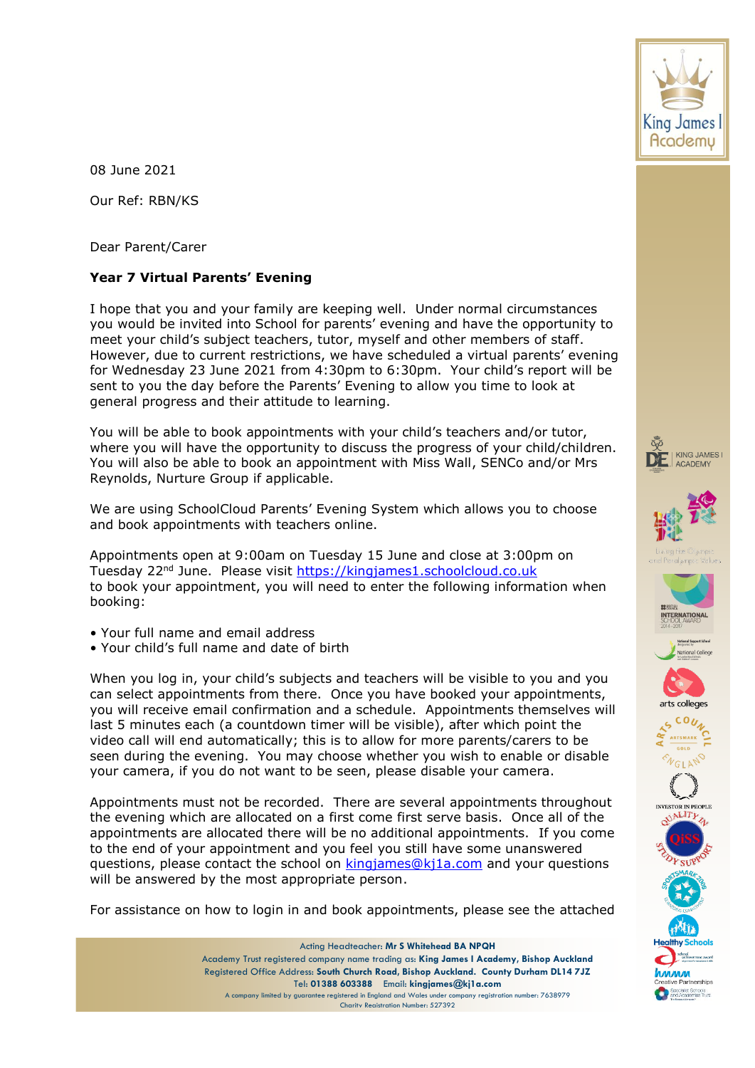08 June 2021

Our Ref: RBN/KS

Dear Parent/Carer

**Year 7 Virtual Parents' Evening**

I hope that you and your family are keeping well. Under normal circumstances you would be invited into School for parents' evening and have the opportunity to meet your child's subject teachers, tutor, myself and other members of staff. However, due to current restrictions, we have scheduled a virtual parents' evening for Wednesday 23 June 2021 from 4:30pm to 6:30pm. Your child's report will be sent to you the day before the Parents' Evening to allow you time to look at general progress and their attitude to learning.

You will be able to book appointments with your child's teachers and/or tutor, where you will have the opportunity to discuss the progress of your child/children. You will also be able to book an appointment with Miss Wall, SENCo and/or Mrs Reynolds, Nurture Group if applicable.

We are using SchoolCloud Parents' Evening System which allows you to choose and book appointments with teachers online.

Appointments open at 9:00am on Tuesday 15 June and close at 3:00pm on Tuesday 22nd June. Please visit [https://kingjames1.schoolcloud.co.uk](https://kingjames1.schoolcloud.co.uk) to book your appointment, you will need to enter the following information when booking:

- Your full name and email address
- Your child's full name and date of birth

When you log in, your child's subjects and teachers will be visible to you and you can select appointments from there. Once you have booked your appointments, you will receive email confirmation and a schedule. Appointments themselves will last 5 minutes each (a countdown timer will be visible), after which point the video call will end automatically; this is to allow for more parents/carers to be seen during the evening. You may choose whether you wish to enable or disable your camera, if you do not want to be seen, please disable your camera.

Appointments must not be recorded. There are several appointments throughout the evening which are allocated on a first come first serve basis. Once all of the appointments are allocated there will be no additional appointments. If you come to the end of your appointment and you feel you still have some unanswered questions, please contact the school on [kingjames@kj1a.com](mailto:kingjames@kj1a.com) and your questions will be answered by the most appropriate person.

For assistance on how to login in and book appointments, please see the attached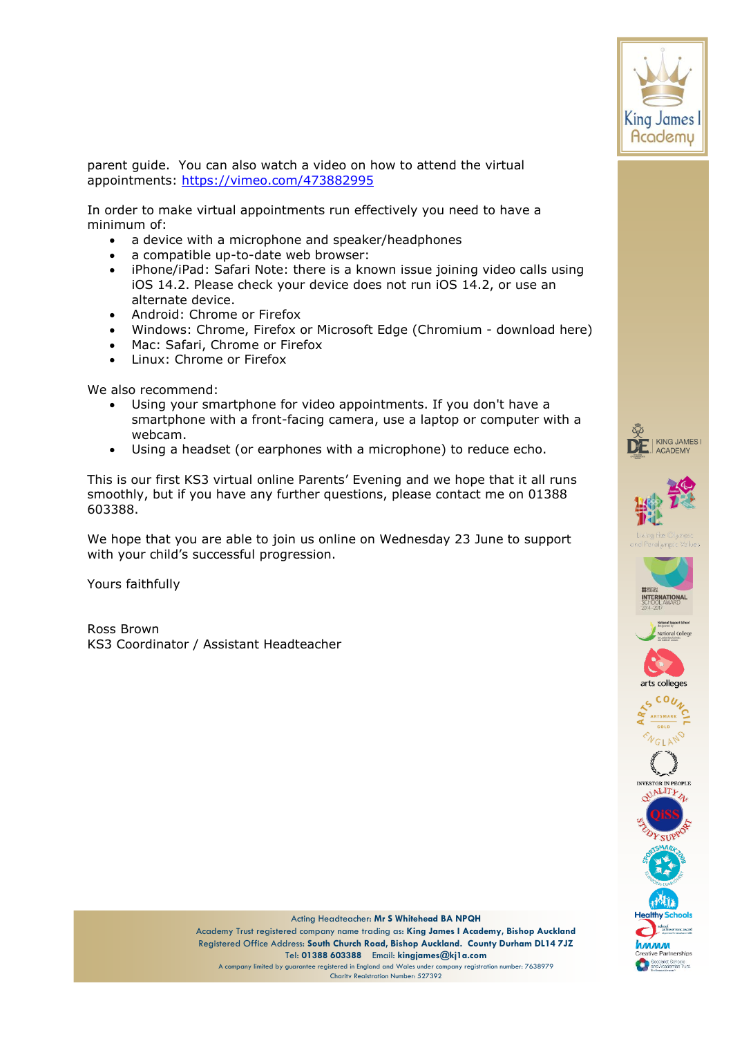parent guide. You can also watch a video on how to attend the virtual appointments: [https://vimeo.com/473882995](https://vimeo.com/473882995)

In order to make virtual appointments run effectively you need to have a minimum of:

- a device with a microphone and speaker/headphones
- a compatible up-to-date web browser:
- iPhone/iPad: Safari Note: there is a known issue joining video calls using iOS 14.2. Please check your device does not run iOS 14.2, or use an alternate device.
- Android: Chrome or Firefox
- Windows: Chrome, Firefox or Microsoft Edge (Chromium - download here)
- Mac: Safari, Chrome or Firefox
- Linux: Chrome or Firefox

We also recommend:

- Using your smartphone for video appointments. If you don't have a smartphone with a front-facing camera, use a laptop or computer with a webcam.
- Using a headset (or earphones with a microphone) to reduce echo.

This is our first KS3 virtual online Parents' Evening and we hope that it all runs smoothly, but if you have any further questions, please contact me on 01388 603388.

We hope that you are able to join us online on Wednesday 23 June to support with your child's successful progression.

Yours faithfully

Ross Brown
KS3 Coordinator / Assistant Headteacher

Acting Headteacher: **Mr S Whitehead BA NPQH**
Academy Trust registered company name trading as: **King James I Academy, Bishop Auckland**
Registered Office Address: **South Church Road, Bishop Auckland. County Durham DL14 7JZ**
Tel: **01388 603388** Email: **kingjames@kj1a.com**
A company limited by guarantee registered in England and Wales under company registration number: 7638979
Charity Registration Number: 527392